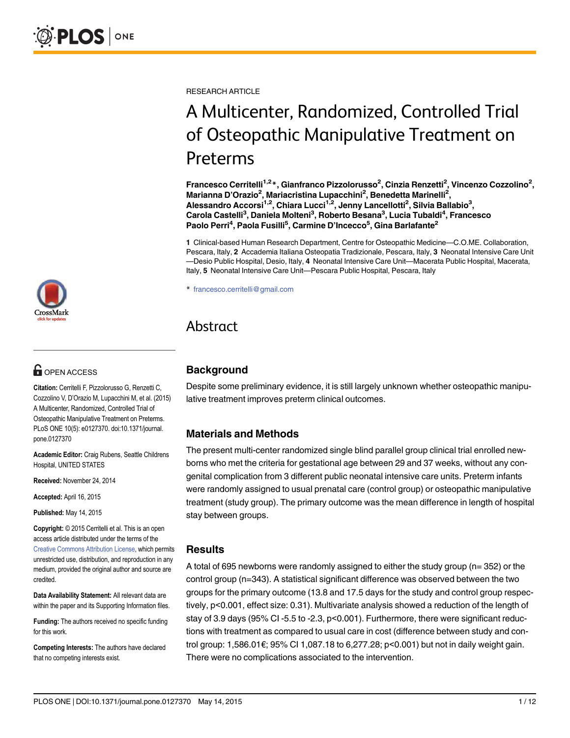RESEARCH ARTICLE

# A Multicenter, Randomized, Controlled Trial of Osteopathic Manipulative Treatment on Preterms

**Francesco Cerritelli[1,2]*, Gianfranco Pizzolorusso[2], Cinzia Renzetti[2], Vincenzo Cozzolino[2], Marianna D'Orazio[2], Mariacristina Lupacchini[2], Benedetta Marinelli[2], Alessandro Accorsi[1,2], Chiara Lucci[1,2], Jenny Lancellotti[2], Silvia Ballabio[3], Carola Castelli[3], Daniela Molteni[3], Roberto Besana[3], Lucia Tubaldi[4], Francesco Paolo Perri[4], Paola Fusilli[5], Carmine D'Incecco[5], Gina Barlafante[2]**

**1** Clinical-based Human Research Department, Centre for Osteopathic Medicine—C.O.ME. Collaboration, Pescara, Italy, **2** Accademia Italiana Osteopatia Tradizionale, Pescara, Italy, **3** Neonatal Intensive Care Unit—Desio Public Hospital, Desio, Italy, **4** Neonatal Intensive Care Unit—Macerata Public Hospital, Macerata, Italy, **5** Neonatal Intensive Care Unit—Pescara Public Hospital, Pescara, Italy

* francesco.cerritelli@gmail.com

**OPEN ACCESS**

**Citation:** Cerritelli F, Pizzolorusso G, Renzetti C, Cozzolino V, D'Orazio M, Lupacchini M, et al. (2015) A Multicenter, Randomized, Controlled Trial of Osteopathic Manipulative Treatment on Preterms. PLoS ONE 10(5): e0127370. doi:10.1371/journal.pone.0127370

**Academic Editor:** Craig Rubens, Seattle Childrens Hospital, UNITED STATES

**Received:** November 24, 2014

**Accepted:** April 16, 2015

**Published:** May 14, 2015

**Copyright:** © 2015 Cerritelli et al. This is an open access article distributed under the terms of the Creative Commons Attribution License, which permits unrestricted use, distribution, and reproduction in any medium, provided the original author and source are credited.

**Data Availability Statement:** All relevant data are within the paper and its Supporting Information files.

**Funding:** The authors received no specific funding for this work.

**Competing Interests:** The authors have declared that no competing interests exist.

## Abstract

### Background

Despite some preliminary evidence, it is still largely unknown whether osteopathic manipulative treatment improves preterm clinical outcomes.

### Materials and Methods

The present multi-center randomized single blind parallel group clinical trial enrolled newborns who met the criteria for gestational age between 29 and 37 weeks, without any congenital complication from 3 different public neonatal intensive care units. Preterm infants were randomly assigned to usual prenatal care (control group) or osteopathic manipulative treatment (study group). The primary outcome was the mean difference in length of hospital stay between groups.

### Results

A total of 695 newborns were randomly assigned to either the study group (n= 352) or the control group (n=343). A statistical significant difference was observed between the two groups for the primary outcome (13.8 and 17.5 days for the study and control group respectively, p<0.001, effect size: 0.31). Multivariate analysis showed a reduction of the length of stay of 3.9 days (95% CI -5.5 to -2.3, p<0.001). Furthermore, there were significant reductions with treatment as compared to usual care in cost (difference between study and control group: 1,586.01€; 95% CI 1,087.18 to 6,277.28; p<0.001) but not in daily weight gain. There were no complications associated to the intervention.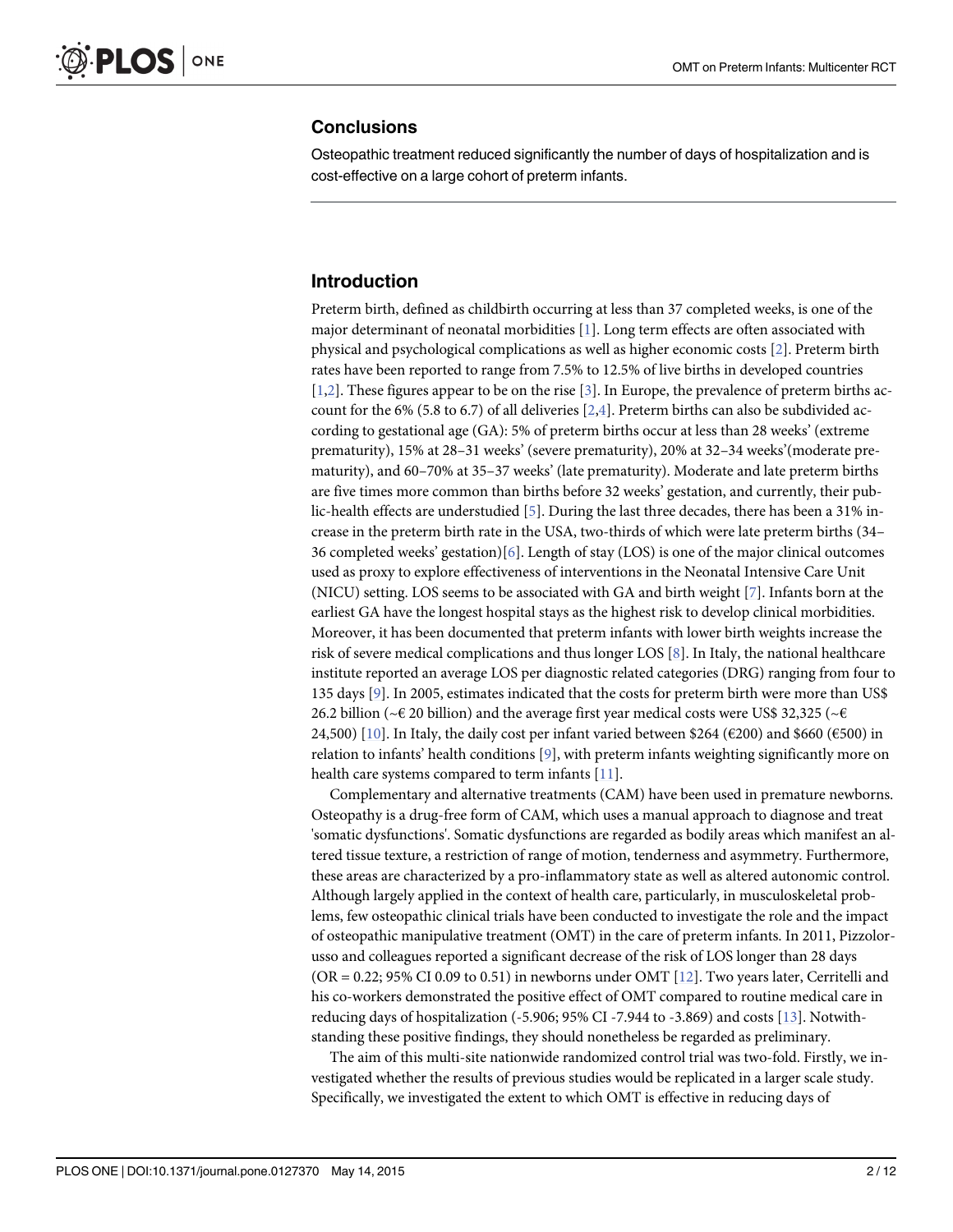## Conclusions

Osteopathic treatment reduced significantly the number of days of hospitalization and is cost-effective on a large cohort of preterm infants.

## Introduction

Preterm birth, defined as childbirth occurring at less than 37 completed weeks, is one of the major determinant of neonatal morbidities [1]. Long term effects are often associated with physical and psychological complications as well as higher economic costs [2]. Preterm birth rates have been reported to range from 7.5% to 12.5% of live births in developed countries [1,2]. These figures appear to be on the rise [3]. In Europe, the prevalence of preterm births account for the 6% (5.8 to 6.7) of all deliveries [2,4]. Preterm births can also be subdivided according to gestational age (GA): 5% of preterm births occur at less than 28 weeks' (extreme prematurity), 15% at 28–31 weeks' (severe prematurity), 20% at 32–34 weeks'(moderate prematurity), and 60–70% at 35–37 weeks' (late prematurity). Moderate and late preterm births are five times more common than births before 32 weeks' gestation, and currently, their public-health effects are understudied [5]. During the last three decades, there has been a 31% increase in the preterm birth rate in the USA, two-thirds of which were late preterm births (34–36 completed weeks' gestation)[6]. Length of stay (LOS) is one of the major clinical outcomes used as proxy to explore effectiveness of interventions in the Neonatal Intensive Care Unit (NICU) setting. LOS seems to be associated with GA and birth weight [7]. Infants born at the earliest GA have the longest hospital stays as the highest risk to develop clinical morbidities. Moreover, it has been documented that preterm infants with lower birth weights increase the risk of severe medical complications and thus longer LOS [8]. In Italy, the national healthcare institute reported an average LOS per diagnostic related categories (DRG) ranging from four to 135 days [9]. In 2005, estimates indicated that the costs for preterm birth were more than US$ 26.2 billion (~€ 20 billion) and the average first year medical costs were US$ 32,325 (~€ 24,500) [10]. In Italy, the daily cost per infant varied between $264 (€200) and $660 (€500) in relation to infants' health conditions [9], with preterm infants weighting significantly more on health care systems compared to term infants [11].

Complementary and alternative treatments (CAM) have been used in premature newborns. Osteopathy is a drug-free form of CAM, which uses a manual approach to diagnose and treat 'somatic dysfunctions'. Somatic dysfunctions are regarded as bodily areas which manifest an altered tissue texture, a restriction of range of motion, tenderness and asymmetry. Furthermore, these areas are characterized by a pro-inflammatory state as well as altered autonomic control. Although largely applied in the context of health care, particularly, in musculoskeletal problems, few osteopathic clinical trials have been conducted to investigate the role and the impact of osteopathic manipulative treatment (OMT) in the care of preterm infants. In 2011, Pizzolorusso and colleagues reported a significant decrease of the risk of LOS longer than 28 days (OR = 0.22; 95% CI 0.09 to 0.51) in newborns under OMT [12]. Two years later, Cerritelli and his co-workers demonstrated the positive effect of OMT compared to routine medical care in reducing days of hospitalization (-5.906; 95% CI -7.944 to -3.869) and costs [13]. Notwithstanding these positive findings, they should nonetheless be regarded as preliminary.

The aim of this multi-site nationwide randomized control trial was two-fold. Firstly, we investigated whether the results of previous studies would be replicated in a larger scale study. Specifically, we investigated the extent to which OMT is effective in reducing days of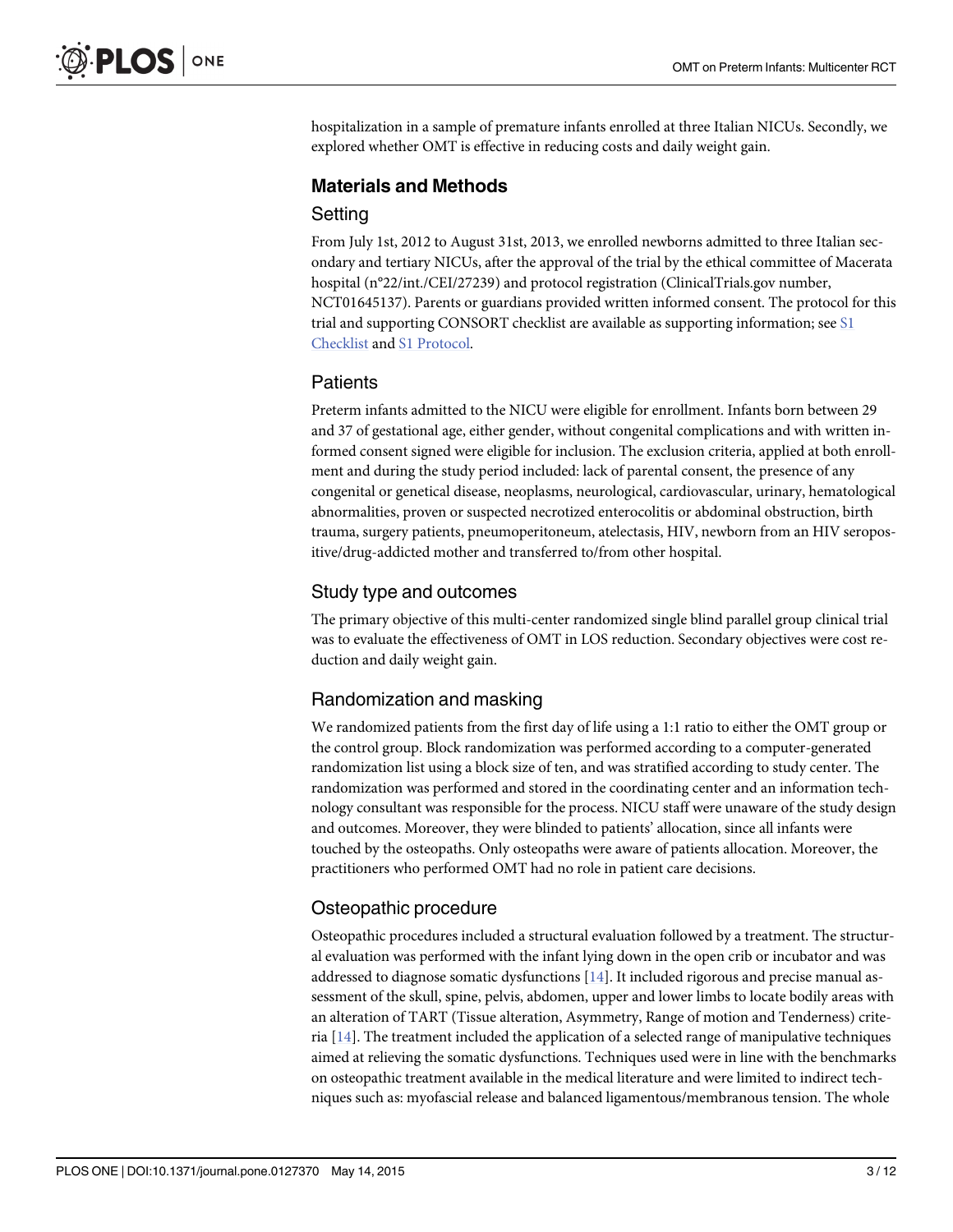hospitalization in a sample of premature infants enrolled at three Italian NICUs. Secondly, we explored whether OMT is effective in reducing costs and daily weight gain.

## Materials and Methods

### Setting

From July 1st, 2012 to August 31st, 2013, we enrolled newborns admitted to three Italian secondary and tertiary NICUs, after the approval of the trial by the ethical committee of Macerata hospital (n°22/int./CEI/27239) and protocol registration (ClinicalTrials.gov number, NCT01645137). Parents or guardians provided written informed consent. The protocol for this trial and supporting CONSORT checklist are available as supporting information; see S1 Checklist and S1 Protocol.

### Patients

Preterm infants admitted to the NICU were eligible for enrollment. Infants born between 29 and 37 of gestational age, either gender, without congenital complications and with written informed consent signed were eligible for inclusion. The exclusion criteria, applied at both enrollment and during the study period included: lack of parental consent, the presence of any congenital or genetical disease, neoplasms, neurological, cardiovascular, urinary, hematological abnormalities, proven or suspected necrotized enterocolitis or abdominal obstruction, birth trauma, surgery patients, pneumoperitoneum, atelectasis, HIV, newborn from an HIV seropositive/drug-addicted mother and transferred to/from other hospital.

### Study type and outcomes

The primary objective of this multi-center randomized single blind parallel group clinical trial was to evaluate the effectiveness of OMT in LOS reduction. Secondary objectives were cost reduction and daily weight gain.

### Randomization and masking

We randomized patients from the first day of life using a 1:1 ratio to either the OMT group or the control group. Block randomization was performed according to a computer-generated randomization list using a block size of ten, and was stratified according to study center. The randomization was performed and stored in the coordinating center and an information technology consultant was responsible for the process. NICU staff were unaware of the study design and outcomes. Moreover, they were blinded to patients' allocation, since all infants were touched by the osteopaths. Only osteopaths were aware of patients allocation. Moreover, the practitioners who performed OMT had no role in patient care decisions.

### Osteopathic procedure

Osteopathic procedures included a structural evaluation followed by a treatment. The structural evaluation was performed with the infant lying down in the open crib or incubator and was addressed to diagnose somatic dysfunctions [14]. It included rigorous and precise manual assessment of the skull, spine, pelvis, abdomen, upper and lower limbs to locate bodily areas with an alteration of TART (Tissue alteration, Asymmetry, Range of motion and Tenderness) criteria [14]. The treatment included the application of a selected range of manipulative techniques aimed at relieving the somatic dysfunctions. Techniques used were in line with the benchmarks on osteopathic treatment available in the medical literature and were limited to indirect techniques such as: myofascial release and balanced ligamentous/membranous tension. The whole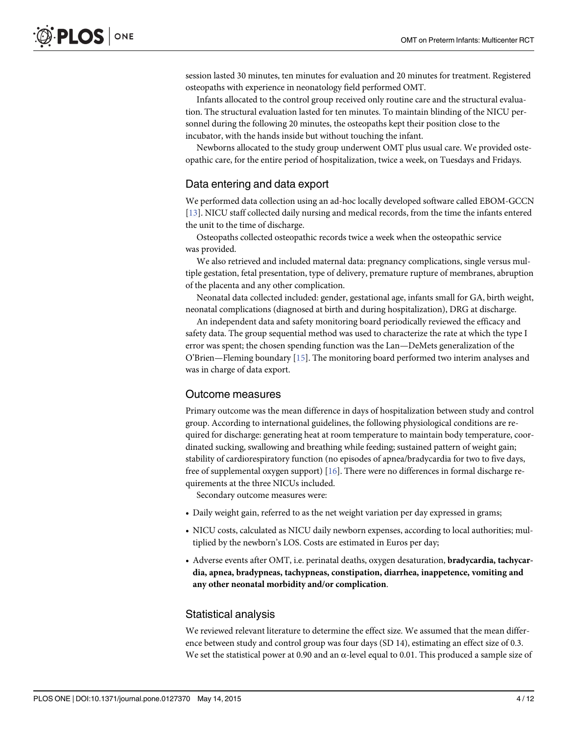session lasted 30 minutes, ten minutes for evaluation and 20 minutes for treatment. Registered osteopaths with experience in neonatology field performed OMT.

Infants allocated to the control group received only routine care and the structural evaluation. The structural evaluation lasted for ten minutes. To maintain blinding of the NICU personnel during the following 20 minutes, the osteopaths kept their position close to the incubator, with the hands inside but without touching the infant.

Newborns allocated to the study group underwent OMT plus usual care. We provided osteopathic care, for the entire period of hospitalization, twice a week, on Tuesdays and Fridays.

## Data entering and data export

We performed data collection using an ad-hoc locally developed software called EBOM-GCCN [13]. NICU staff collected daily nursing and medical records, from the time the infants entered the unit to the time of discharge.

Osteopaths collected osteopathic records twice a week when the osteopathic service was provided.

We also retrieved and included maternal data: pregnancy complications, single versus multiple gestation, fetal presentation, type of delivery, premature rupture of membranes, abruption of the placenta and any other complication.

Neonatal data collected included: gender, gestational age, infants small for GA, birth weight, neonatal complications (diagnosed at birth and during hospitalization), DRG at discharge.

An independent data and safety monitoring board periodically reviewed the efficacy and safety data. The group sequential method was used to characterize the rate at which the type I error was spent; the chosen spending function was the Lan—DeMets generalization of the O'Brien—Fleming boundary [15]. The monitoring board performed two interim analyses and was in charge of data export.

## Outcome measures

Primary outcome was the mean difference in days of hospitalization between study and control group. According to international guidelines, the following physiological conditions are required for discharge: generating heat at room temperature to maintain body temperature, coordinated sucking, swallowing and breathing while feeding; sustained pattern of weight gain; stability of cardiorespiratory function (no episodes of apnea/bradycardia for two to five days, free of supplemental oxygen support) [16]. There were no differences in formal discharge requirements at the three NICUs included.

Secondary outcome measures were:

- Daily weight gain, referred to as the net weight variation per day expressed in grams;
- NICU costs, calculated as NICU daily newborn expenses, according to local authorities; multiplied by the newborn's LOS. Costs are estimated in Euros per day;
- Adverse events after OMT, i.e. perinatal deaths, oxygen desaturation, **bradycardia, tachycardia, apnea, bradypneas, tachypneas, constipation, diarrhea, inappetence, vomiting and any other neonatal morbidity and/or complication**.

## Statistical analysis

We reviewed relevant literature to determine the effect size. We assumed that the mean difference between study and control group was four days (SD 14), estimating an effect size of 0.3. We set the statistical power at 0.90 and an $\alpha$-level equal to 0.01. This produced a sample size of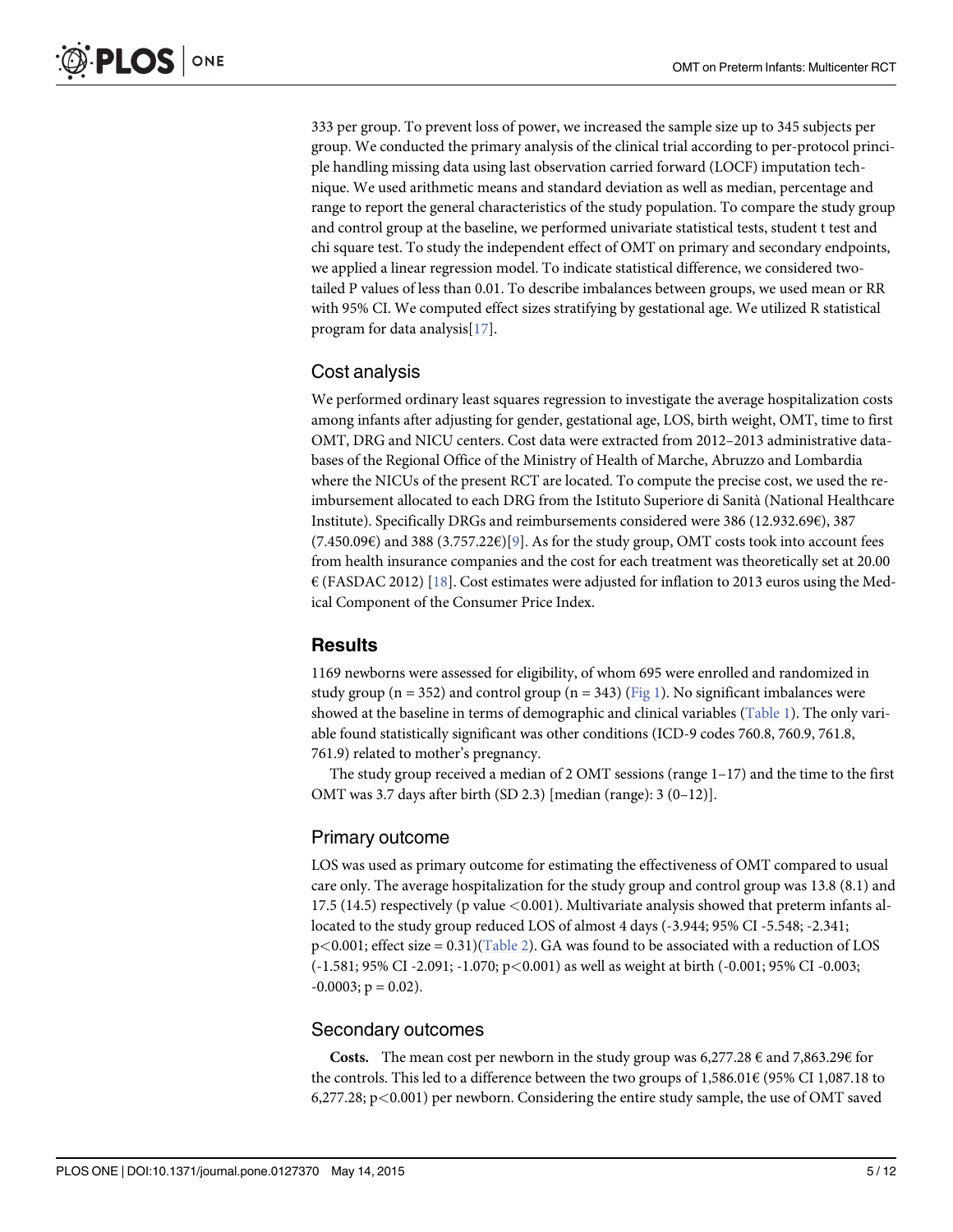333 per group. To prevent loss of power, we increased the sample size up to 345 subjects per group. We conducted the primary analysis of the clinical trial according to per-protocol principle handling missing data using last observation carried forward (LOCF) imputation technique. We used arithmetic means and standard deviation as well as median, percentage and range to report the general characteristics of the study population. To compare the study group and control group at the baseline, we performed univariate statistical tests, student t test and chi square test. To study the independent effect of OMT on primary and secondary endpoints, we applied a linear regression model. To indicate statistical difference, we considered two-tailed P values of less than 0.01. To describe imbalances between groups, we used mean or RR with 95% CI. We computed effect sizes stratifying by gestational age. We utilized R statistical program for data analysis[17].

## Cost analysis

We performed ordinary least squares regression to investigate the average hospitalization costs among infants after adjusting for gender, gestational age, LOS, birth weight, OMT, time to first OMT, DRG and NICU centers. Cost data were extracted from 2012–2013 administrative databases of the Regional Office of the Ministry of Health of Marche, Abruzzo and Lombardia where the NICUs of the present RCT are located. To compute the precise cost, we used the reimbursement allocated to each DRG from the Istituto Superiore di Sanità (National Healthcare Institute). Specifically DRGs and reimbursements considered were 386 (12.932.69€), 387 (7.450.09€) and 388 (3.757.22€)[9]. As for the study group, OMT costs took into account fees from health insurance companies and the cost for each treatment was theoretically set at 20.00 € (FASDAC 2012) [18]. Cost estimates were adjusted for inflation to 2013 euros using the Medical Component of the Consumer Price Index.

# Results

1169 newborns were assessed for eligibility, of whom 695 were enrolled and randomized in study group (n = 352) and control group (n = 343) (Fig 1). No significant imbalances were showed at the baseline in terms of demographic and clinical variables (Table 1). The only variable found statistically significant was other conditions (ICD-9 codes 760.8, 760.9, 761.8, 761.9) related to mother's pregnancy.

The study group received a median of 2 OMT sessions (range 1–17) and the time to the first OMT was 3.7 days after birth (SD 2.3) [median (range): 3 (0–12)].

## Primary outcome

LOS was used as primary outcome for estimating the effectiveness of OMT compared to usual care only. The average hospitalization for the study group and control group was 13.8 (8.1) and 17.5 (14.5) respectively (p value <0.001). Multivariate analysis showed that preterm infants allocated to the study group reduced LOS of almost 4 days (-3.944; 95% CI -5.548; -2.341; p<0.001; effect size = 0.31)(Table 2). GA was found to be associated with a reduction of LOS (-1.581; 95% CI -2.091; -1.070; p<0.001) as well as weight at birth (-0.001; 95% CI -0.003; -0.0003; p = 0.02).

## Secondary outcomes

**Costs.** The mean cost per newborn in the study group was 6,277.28 € and 7,863.29€ for the controls. This led to a difference between the two groups of 1,586.01€ (95% CI 1,087.18 to 6,277.28; p<0.001) per newborn. Considering the entire study sample, the use of OMT saved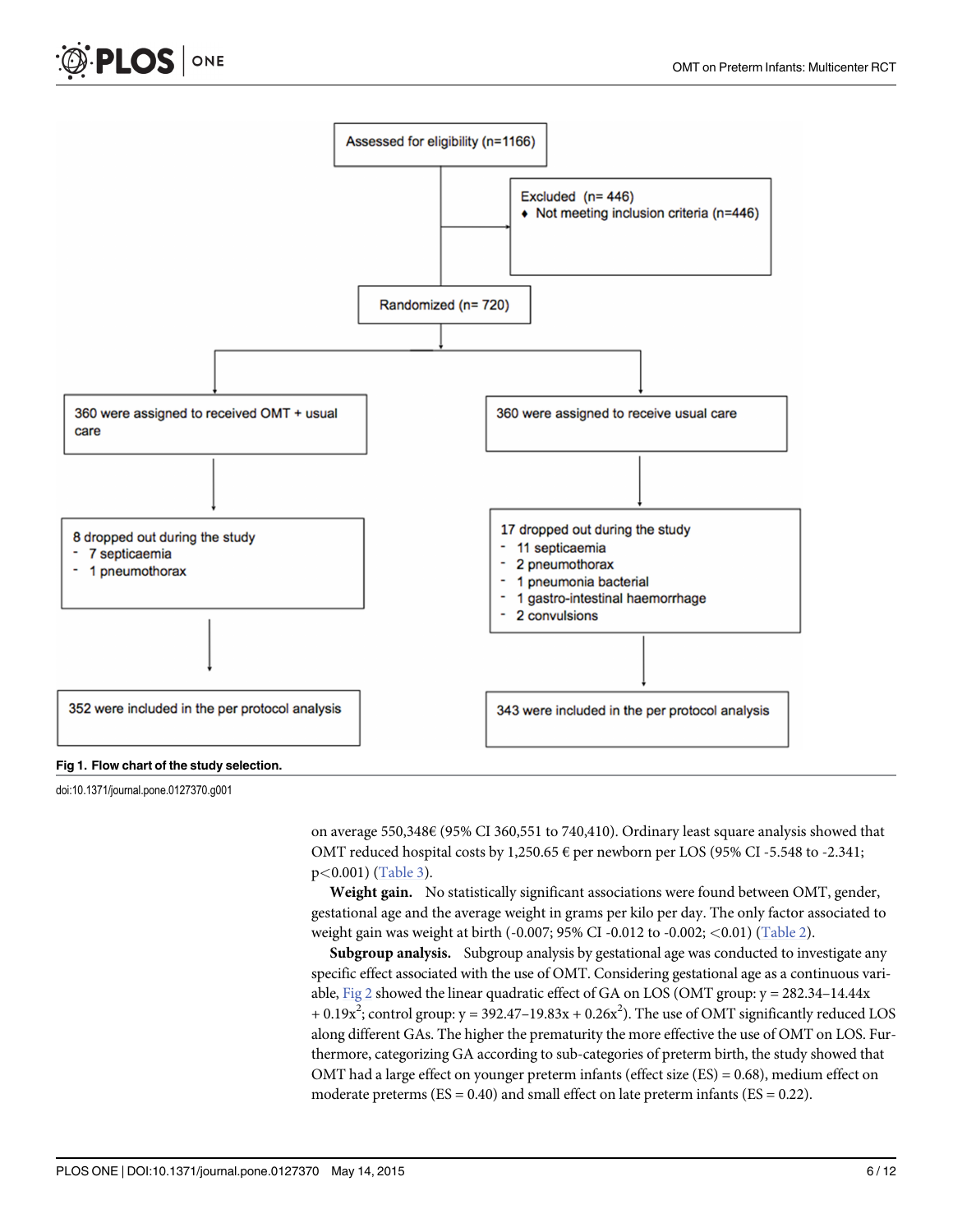Assessed for eligibility (n=1166)

Excluded (n= 446)
- Not meeting inclusion criteria (n=446)

Randomized (n= 720)

360 were assigned to received OMT + usual care

360 were assigned to receive usual care

8 dropped out during the study
- 7 septicaemia
- 1 pneumothorax

17 dropped out during the study
- 11 septicaemia
- 2 pneumothorax
- 1 pneumonia bacterial
- 1 gastro-intestinal haemorrhage
- 2 convulsions

352 were included in the per protocol analysis

343 were included in the per protocol analysis

**Fig 1. Flow chart of the study selection.**

doi:10.1371/journal.pone.0127370.g001

on average 550,348€ (95% CI 360,551 to 740,410). Ordinary least square analysis showed that OMT reduced hospital costs by 1,250.65 € per newborn per LOS (95% CI -5.548 to -2.341; $p<0.001$) (Table 3).

**Weight gain.** No statistically significant associations were found between OMT, gender, gestational age and the average weight in grams per kilo per day. The only factor associated to weight gain was weight at birth (-0.007; 95% CI -0.012 to -0.002; $<0.01$) (Table 2).

**Subgroup analysis.** Subgroup analysis by gestational age was conducted to investigate any specific effect associated with the use of OMT. Considering gestational age as a continuous variable, Fig 2 showed the linear quadratic effect of GA on LOS (OMT group: $y = 282.34–14.44x + 0.19x^2$; control group: $y = 392.47–19.83x + 0.26x^2$). The use of OMT significantly reduced LOS along different GAs. The higher the prematurity the more effective the use of OMT on LOS. Furthermore, categorizing GA according to sub-categories of preterm birth, the study showed that OMT had a large effect on younger preterm infants (effect size (ES) = 0.68), medium effect on moderate preterms (ES = 0.40) and small effect on late preterm infants (ES = 0.22).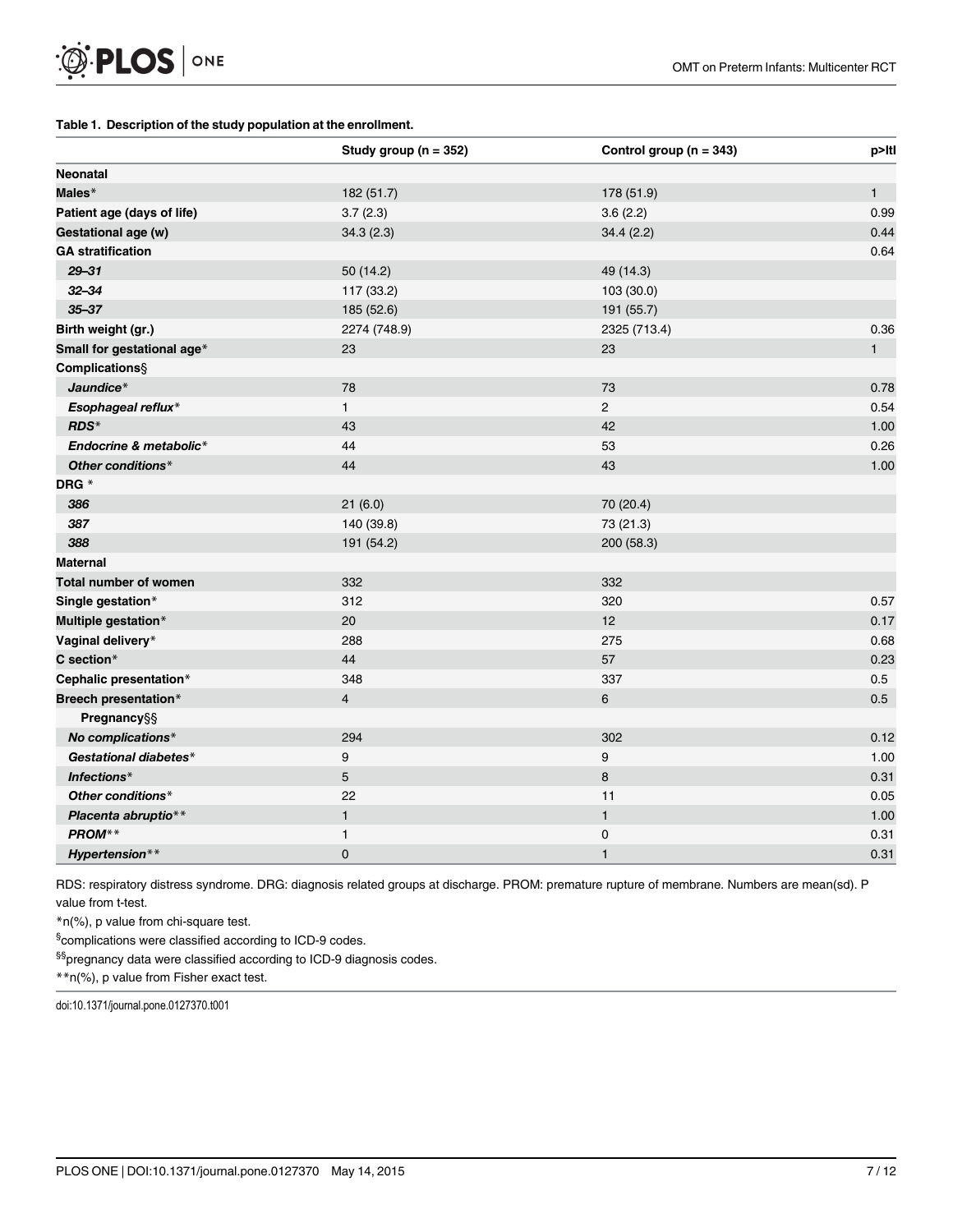**Table 1. Description of the study population at the enrollment.**

| | Study group (n = 352) | Control group (n = 343) | p>ltl |
|---|---|---|---|
| **Neonatal** | | | |
| **Males*** | 182 (51.7) | 178 (51.9) | 1 |
| **Patient age (days of life)** | 3.7 (2.3) | 3.6 (2.2) | 0.99 |
| **Gestational age (w)** | 34.3 (2.3) | 34.4 (2.2) | 0.44 |
| **GA stratification** | | | 0.64 |
| ***29–31*** | 50 (14.2) | 49 (14.3) | |
| ***32–34*** | 117 (33.2) | 103 (30.0) | |
| ***35–37*** | 185 (52.6) | 191 (55.7) | |
| **Birth weight (gr.)** | 2274 (748.9) | 2325 (713.4) | 0.36 |
| **Small for gestational age*** | 23 | 23 | 1 |
| **Complications§** | | | |
| ***Jaundice**** | 78 | 73 | 0.78 |
| ***Esophageal reflux**** | 1 | 2 | 0.54 |
| ***RDS**** | 43 | 42 | 1.00 |
| ***Endocrine & metabolic**** | 44 | 53 | 0.26 |
| ***Other conditions**** | 44 | 43 | 1.00 |
| **DRG *** | | | |
| ***386*** | 21 (6.0) | 70 (20.4) | |
| ***387*** | 140 (39.8) | 73 (21.3) | |
| ***388*** | 191 (54.2) | 200 (58.3) | |
| **Maternal** | | | |
| **Total number of women** | 332 | 332 | |
| **Single gestation*** | 312 | 320 | 0.57 |
| **Multiple gestation*** | 20 | 12 | 0.17 |
| **Vaginal delivery*** | 288 | 275 | 0.68 |
| **C section*** | 44 | 57 | 0.23 |
| **Cephalic presentation*** | 348 | 337 | 0.5 |
| **Breech presentation*** | 4 | 6 | 0.5 |
| **Pregnancy§§** | | | |
| ***No complications**** | 294 | 302 | 0.12 |
| ***Gestational diabetes**** | 9 | 9 | 1.00 |
| ***Infections**** | 5 | 8 | 0.31 |
| ***Other conditions**** | 22 | 11 | 0.05 |
| ***Placenta abruptio***** | 1 | 1 | 1.00 |
| ***PROM***** | 1 | 0 | 0.31 |
| ***Hypertension***** | 0 | 1 | 0.31 |

RDS: respiratory distress syndrome. DRG: diagnosis related groups at discharge. PROM: premature rupture of membrane. Numbers are mean(sd). P value from t-test.

*n(%), p value from chi-square test.

§complications were classified according to ICD-9 codes.

§§pregnancy data were classified according to ICD-9 diagnosis codes.

**n(%), p value from Fisher exact test.

doi:10.1371/journal.pone.0127370.t001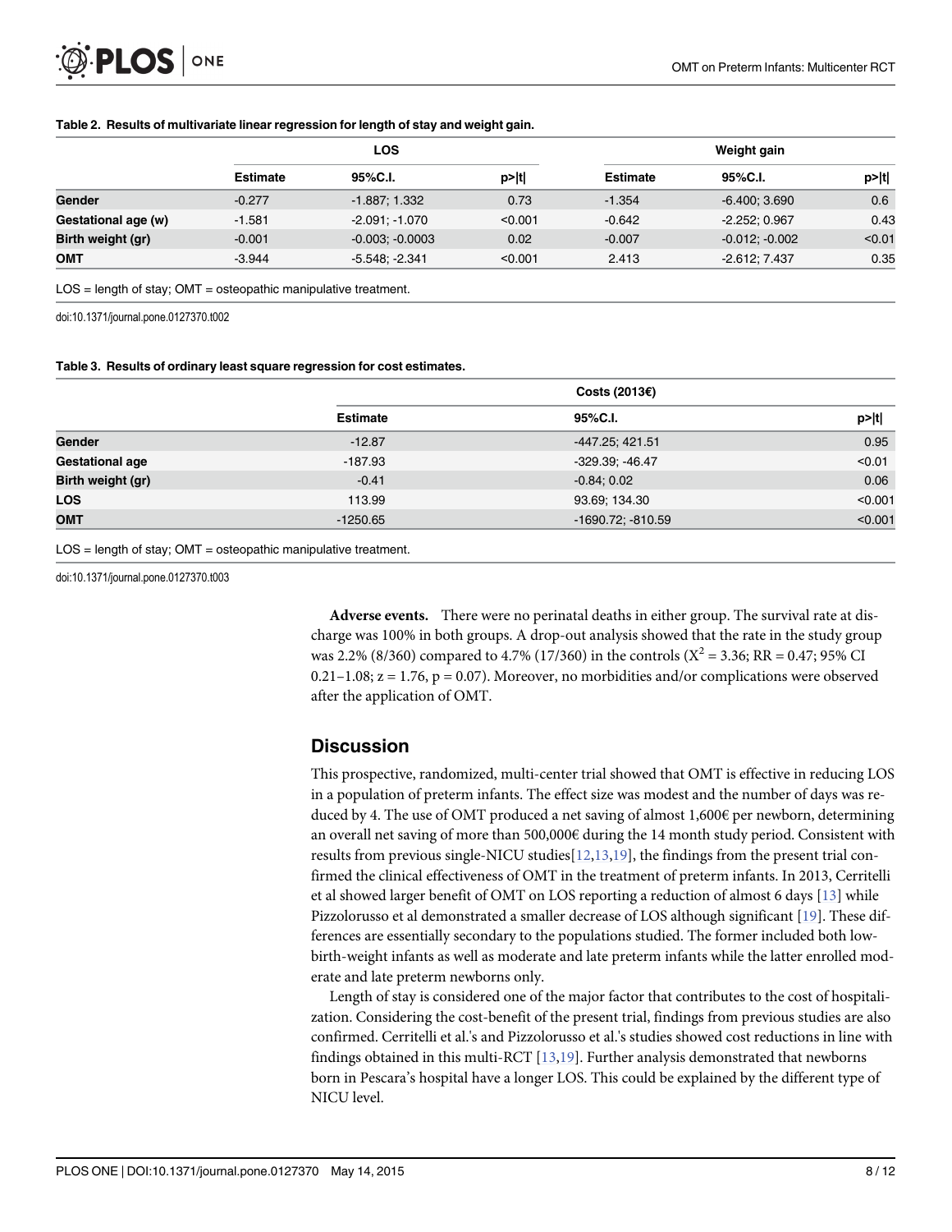**Table 2. Results of multivariate linear regression for length of stay and weight gain.**

| | LOS | | | Weight gain | | |
|---|---|---|---|---|---|---|
| | Estimate | 95%C.I. | p>\|t\| | Estimate | 95%C.I. | p>\|t\| |
| **Gender** | -0.277 | -1.887; 1.332 | 0.73 | -1.354 | -6.400; 3.690 | 0.6 |
| **Gestational age (w)** | -1.581 | -2.091; -1.070 | <0.001 | -0.642 | -2.252; 0.967 | 0.43 |
| **Birth weight (gr)** | -0.001 | -0.003; -0.0003 | 0.02 | -0.007 | -0.012; -0.002 | <0.01 |
| **OMT** | -3.944 | -5.548; -2.341 | <0.001 | 2.413 | -2.612; 7.437 | 0.35 |

LOS = length of stay; OMT = osteopathic manipulative treatment.

doi:10.1371/journal.pone.0127370.t002

**Table 3. Results of ordinary least square regression for cost estimates.**

| | Costs (2013€) | | |
|---|---|---|---|
| | Estimate | 95%C.I. | p>\|t\| |
| **Gender** | -12.87 | -447.25; 421.51 | 0.95 |
| **Gestational age** | -187.93 | -329.39; -46.47 | <0.01 |
| **Birth weight (gr)** | -0.41 | -0.84; 0.02 | 0.06 |
| **LOS** | 113.99 | 93.69; 134.30 | <0.001 |
| **OMT** | -1250.65 | -1690.72; -810.59 | <0.001 |

LOS = length of stay; OMT = osteopathic manipulative treatment.

doi:10.1371/journal.pone.0127370.t003

**Adverse events.** There were no perinatal deaths in either group. The survival rate at discharge was 100% in both groups. A drop-out analysis showed that the rate in the study group was 2.2% (8/360) compared to 4.7% (17/360) in the controls ($X^2 = 3.36$; RR = 0.47; 95% CI 0.21–1.08; z = 1.76, p = 0.07). Moreover, no morbidities and/or complications were observed after the application of OMT.

## Discussion

This prospective, randomized, multi-center trial showed that OMT is effective in reducing LOS in a population of preterm infants. The effect size was modest and the number of days was reduced by 4. The use of OMT produced a net saving of almost 1,600€ per newborn, determining an overall net saving of more than 500,000€ during the 14 month study period. Consistent with results from previous single-NICU studies[12,13,19], the findings from the present trial confirmed the clinical effectiveness of OMT in the treatment of preterm infants. In 2013, Cerritelli et al showed larger benefit of OMT on LOS reporting a reduction of almost 6 days [13] while Pizzolorusso et al demonstrated a smaller decrease of LOS although significant [19]. These differences are essentially secondary to the populations studied. The former included both low-birth-weight infants as well as moderate and late preterm infants while the latter enrolled moderate and late preterm newborns only.

Length of stay is considered one of the major factor that contributes to the cost of hospitalization. Considering the cost-benefit of the present trial, findings from previous studies are also confirmed. Cerritelli et al.'s and Pizzolorusso et al.'s studies showed cost reductions in line with findings obtained in this multi-RCT [13,19]. Further analysis demonstrated that newborns born in Pescara's hospital have a longer LOS. This could be explained by the different type of NICU level.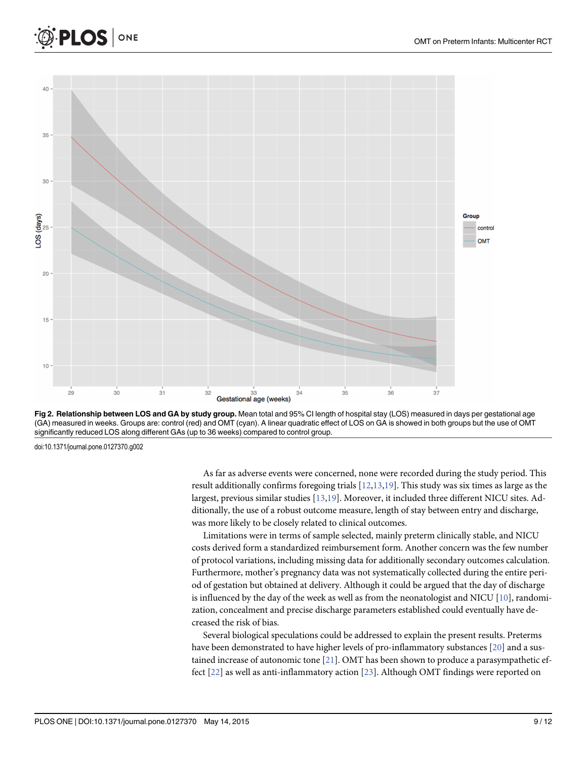**Fig 2. Relationship between LOS and GA by study group.** Mean total and 95% CI length of hospital stay (LOS) measured in days per gestational age (GA) measured in weeks. Groups are: control (red) and OMT (cyan). A linear quadratic effect of LOS on GA is showed in both groups but the use of OMT significantly reduced LOS along different GAs (up to 36 weeks) compared to control group.

doi:10.1371/journal.pone.0127370.g002

As far as adverse events were concerned, none were recorded during the study period. This result additionally confirms foregoing trials [12,13,19]. This study was six times as large as the largest, previous similar studies [13,19]. Moreover, it included three different NICU sites. Additionally, the use of a robust outcome measure, length of stay between entry and discharge, was more likely to be closely related to clinical outcomes.

Limitations were in terms of sample selected, mainly preterm clinically stable, and NICU costs derived form a standardized reimbursement form. Another concern was the few number of protocol variations, including missing data for additionally secondary outcomes calculation. Furthermore, mother's pregnancy data was not systematically collected during the entire period of gestation but obtained at delivery. Although it could be argued that the day of discharge is influenced by the day of the week as well as from the neonatologist and NICU [10], randomization, concealment and precise discharge parameters established could eventually have decreased the risk of bias.

Several biological speculations could be addressed to explain the present results. Preterms have been demonstrated to have higher levels of pro-inflammatory substances [20] and a sustained increase of autonomic tone [21]. OMT has been shown to produce a parasympathetic effect [22] as well as anti-inflammatory action [23]. Although OMT findings were reported on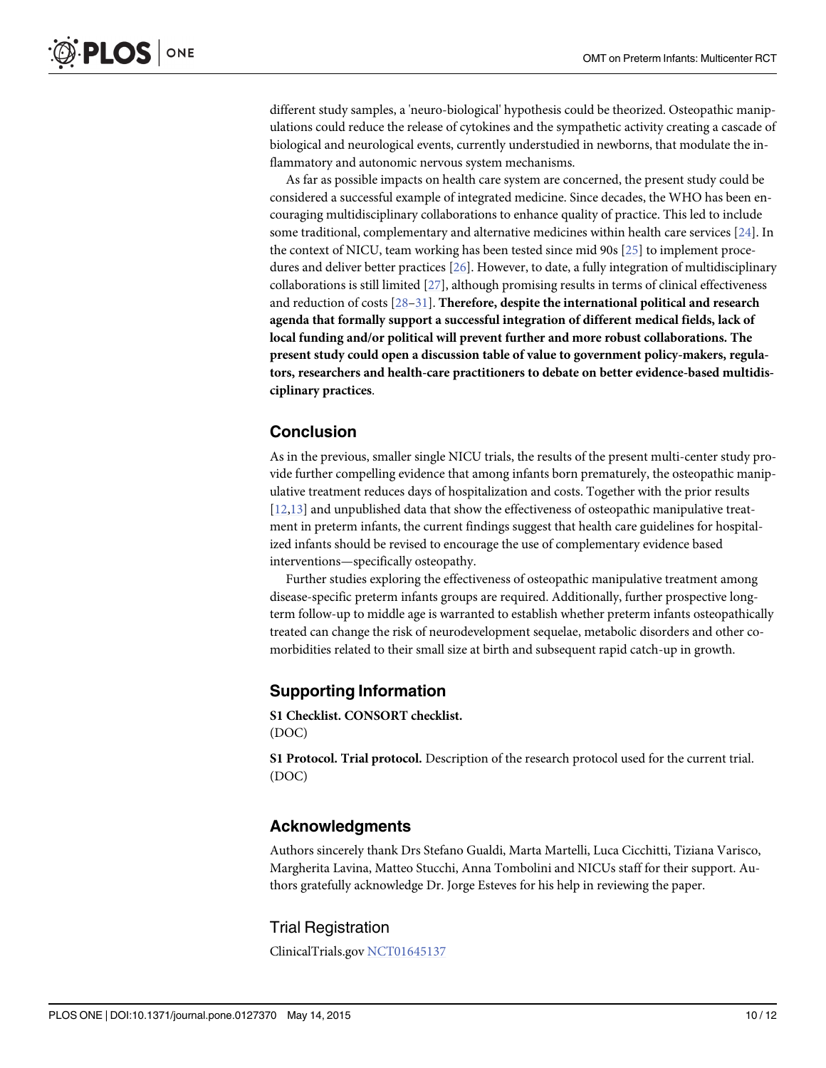different study samples, a 'neuro-biological' hypothesis could be theorized. Osteopathic manipulations could reduce the release of cytokines and the sympathetic activity creating a cascade of biological and neurological events, currently understudied in newborns, that modulate the inflammatory and autonomic nervous system mechanisms.

As far as possible impacts on health care system are concerned, the present study could be considered a successful example of integrated medicine. Since decades, the WHO has been encouraging multidisciplinary collaborations to enhance quality of practice. This led to include some traditional, complementary and alternative medicines within health care services [24]. In the context of NICU, team working has been tested since mid 90s [25] to implement procedures and deliver better practices [26]. However, to date, a fully integration of multidisciplinary collaborations is still limited [27], although promising results in terms of clinical effectiveness and reduction of costs [28–31]. **Therefore, despite the international political and research agenda that formally support a successful integration of different medical fields, lack of local funding and/or political will prevent further and more robust collaborations. The present study could open a discussion table of value to government policy-makers, regulators, researchers and health-care practitioners to debate on better evidence-based multidisciplinary practices**.

## Conclusion

As in the previous, smaller single NICU trials, the results of the present multi-center study provide further compelling evidence that among infants born prematurely, the osteopathic manipulative treatment reduces days of hospitalization and costs. Together with the prior results [12,13] and unpublished data that show the effectiveness of osteopathic manipulative treatment in preterm infants, the current findings suggest that health care guidelines for hospitalized infants should be revised to encourage the use of complementary evidence based interventions—specifically osteopathy.

Further studies exploring the effectiveness of osteopathic manipulative treatment among disease-specific preterm infants groups are required. Additionally, further prospective long-term follow-up to middle age is warranted to establish whether preterm infants osteopathically treated can change the risk of neurodevelopment sequelae, metabolic disorders and other co-morbidities related to their small size at birth and subsequent rapid catch-up in growth.

## Supporting Information

**S1 Checklist. CONSORT checklist.**
(DOC)

**S1 Protocol. Trial protocol.** Description of the research protocol used for the current trial.
(DOC)

## Acknowledgments

Authors sincerely thank Drs Stefano Gualdi, Marta Martelli, Luca Cicchitti, Tiziana Varisco, Margherita Lavina, Matteo Stucchi, Anna Tombolini and NICUs staff for their support. Authors gratefully acknowledge Dr. Jorge Esteves for his help in reviewing the paper.

## Trial Registration

ClinicalTrials.gov NCT01645137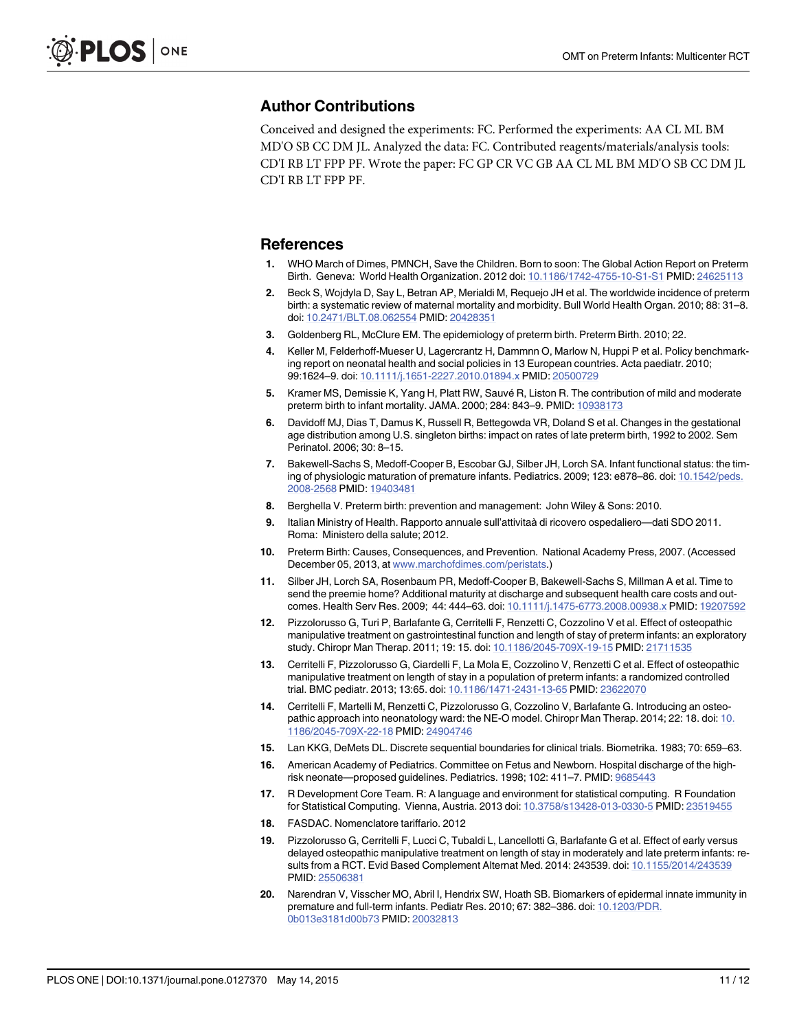## Author Contributions

Conceived and designed the experiments: FC. Performed the experiments: AA CL ML BM MD'O SB CC DM JL. Analyzed the data: FC. Contributed reagents/materials/analysis tools: CD'I RB LT FPP PF. Wrote the paper: FC GP CR VC GB AA CL ML BM MD'O SB CC DM JL CD'I RB LT FPP PF.

## References

1. WHO March of Dimes, PMNCH, Save the Children. Born to soon: The Global Action Report on Preterm Birth. Geneva: World Health Organization. 2012 doi: 10.1186/1742-4755-10-S1-S1 PMID: 24625113
2. Beck S, Wojdyla D, Say L, Betran AP, Merialdi M, Requejo JH et al. The worldwide incidence of preterm birth: a systematic review of maternal mortality and morbidity. Bull World Health Organ. 2010; 88: 31–8. doi: 10.2471/BLT.08.062554 PMID: 20428351
3. Goldenberg RL, McClure EM. The epidemiology of preterm birth. Preterm Birth. 2010; 22.
4. Keller M, Felderhoff-Mueser U, Lagercrantz H, Dammnn O, Marlow N, Huppi P et al. Policy benchmarking report on neonatal health and social policies in 13 European countries. Acta paediatr. 2010; 99:1624–9. doi: 10.1111/j.1651-2227.2010.01894.x PMID: 20500729
5. Kramer MS, Demissie K, Yang H, Platt RW, Sauvé R, Liston R. The contribution of mild and moderate preterm birth to infant mortality. JAMA. 2000; 284: 843–9. PMID: 10938173
6. Davidoff MJ, Dias T, Damus K, Russell R, Bettegowda VR, Doland S et al. Changes in the gestational age distribution among U.S. singleton births: impact on rates of late preterm birth, 1992 to 2002. Sem Perinatol. 2006; 30: 8–15.
7. Bakewell-Sachs S, Medoff-Cooper B, Escobar GJ, Silber JH, Lorch SA. Infant functional status: the timing of physiologic maturation of premature infants. Pediatrics. 2009; 123: e878–86. doi: 10.1542/peds.2008-2568 PMID: 19403481
8. Berghella V. Preterm birth: prevention and management: John Wiley & Sons: 2010.
9. Italian Ministry of Health. Rapporto annuale sull'attivitaà di ricovero ospedaliero—dati SDO 2011. Roma: Ministero della salute; 2012.
10. Preterm Birth: Causes, Consequences, and Prevention. National Academy Press, 2007. (Accessed December 05, 2013, at www.marchofdimes.com/peristats.)
11. Silber JH, Lorch SA, Rosenbaum PR, Medoff-Cooper B, Bakewell-Sachs S, Millman A et al. Time to send the preemie home? Additional maturity at discharge and subsequent health care costs and outcomes. Health Serv Res. 2009; 44: 444–63. doi: 10.1111/j.1475-6773.2008.00938.x PMID: 19207592
12. Pizzolorusso G, Turi P, Barlafante G, Cerritelli F, Renzetti C, Cozzolino V et al. Effect of osteopathic manipulative treatment on gastrointestinal function and length of stay of preterm infants: an exploratory study. Chiropr Man Therap. 2011; 19: 15. doi: 10.1186/2045-709X-19-15 PMID: 21711535
13. Cerritelli F, Pizzolorusso G, Ciardelli F, La Mola E, Cozzolino V, Renzetti C et al. Effect of osteopathic manipulative treatment on length of stay in a population of preterm infants: a randomized controlled trial. BMC pediatr. 2013; 13:65. doi: 10.1186/1471-2431-13-65 PMID: 23622070
14. Cerritelli F, Martelli M, Renzetti C, Pizzolorusso G, Cozzolino V, Barlafante G. Introducing an osteopathic approach into neonatology ward: the NE-O model. Chiropr Man Therap. 2014; 22: 18. doi: 10.1186/2045-709X-22-18 PMID: 24904746
15. Lan KKG, DeMets DL. Discrete sequential boundaries for clinical trials. Biometrika. 1983; 70: 659–63.
16. American Academy of Pediatrics. Committee on Fetus and Newborn. Hospital discharge of the high-risk neonate—proposed guidelines. Pediatrics. 1998; 102: 411–7. PMID: 9685443
17. R Development Core Team. R: A language and environment for statistical computing. R Foundation for Statistical Computing. Vienna, Austria. 2013 doi: 10.3758/s13428-013-0330-5 PMID: 23519455
18. FASDAC. Nomenclatore tariffario. 2012
19. Pizzolorusso G, Cerritelli F, Lucci C, Tubaldi L, Lancellotti G, Barlafante G et al. Effect of early versus delayed osteopathic manipulative treatment on length of stay in moderately and late preterm infants: results from a RCT. Evid Based Complement Alternat Med. 2014: 243539. doi: 10.1155/2014/243539 PMID: 25506381
20. Narendran V, Visscher MO, Abril I, Hendrix SW, Hoath SB. Biomarkers of epidermal innate immunity in premature and full-term infants. Pediatr Res. 2010; 67: 382–386. doi: 10.1203/PDR.0b013e3181d00b73 PMID: 20032813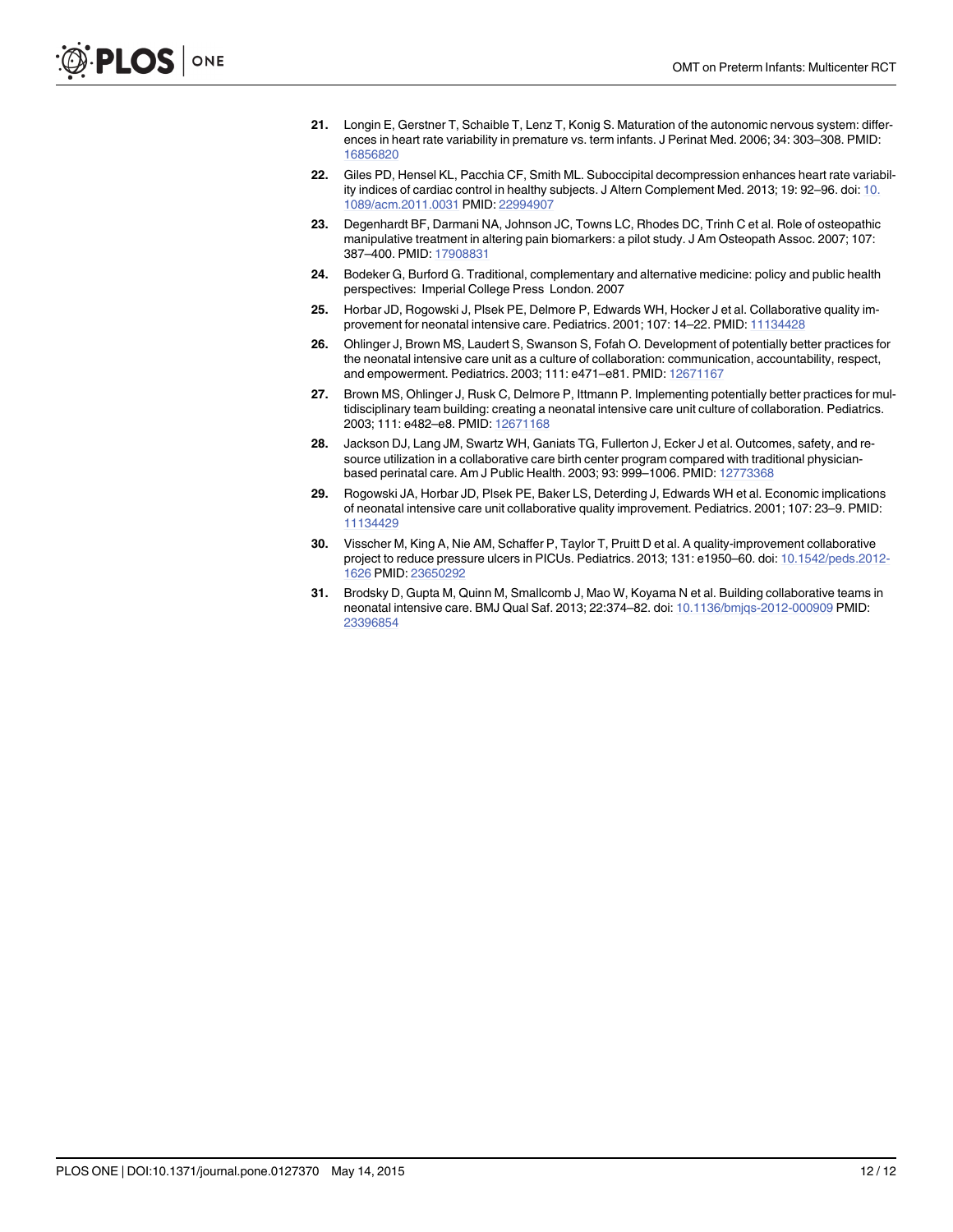21. Longin E, Gerstner T, Schaible T, Lenz T, Konig S. Maturation of the autonomic nervous system: differences in heart rate variability in premature vs. term infants. J Perinat Med. 2006; 34: 303–308. PMID: 16856820

22. Giles PD, Hensel KL, Pacchia CF, Smith ML. Suboccipital decompression enhances heart rate variability indices of cardiac control in healthy subjects. J Altern Complement Med. 2013; 19: 92–96. doi: 10.1089/acm.2011.0031 PMID: 22994907

23. Degenhardt BF, Darmani NA, Johnson JC, Towns LC, Rhodes DC, Trinh C et al. Role of osteopathic manipulative treatment in altering pain biomarkers: a pilot study. J Am Osteopath Assoc. 2007; 107: 387–400. PMID: 17908831

24. Bodeker G, Burford G. Traditional, complementary and alternative medicine: policy and public health perspectives: Imperial College Press London. 2007

25. Horbar JD, Rogowski J, Plsek PE, Delmore P, Edwards WH, Hocker J et al. Collaborative quality improvement for neonatal intensive care. Pediatrics. 2001; 107: 14–22. PMID: 11134428

26. Ohlinger J, Brown MS, Laudert S, Swanson S, Fofah O. Development of potentially better practices for the neonatal intensive care unit as a culture of collaboration: communication, accountability, respect, and empowerment. Pediatrics. 2003; 111: e471–e81. PMID: 12671167

27. Brown MS, Ohlinger J, Rusk C, Delmore P, Ittmann P. Implementing potentially better practices for multidisciplinary team building: creating a neonatal intensive care unit culture of collaboration. Pediatrics. 2003; 111: e482–e8. PMID: 12671168

28. Jackson DJ, Lang JM, Swartz WH, Ganiats TG, Fullerton J, Ecker J et al. Outcomes, safety, and resource utilization in a collaborative care birth center program compared with traditional physician-based perinatal care. Am J Public Health. 2003; 93: 999–1006. PMID: 12773368

29. Rogowski JA, Horbar JD, Plsek PE, Baker LS, Deterding J, Edwards WH et al. Economic implications of neonatal intensive care unit collaborative quality improvement. Pediatrics. 2001; 107: 23–9. PMID: 11134429

30. Visscher M, King A, Nie AM, Schaffer P, Taylor T, Pruitt D et al. A quality-improvement collaborative project to reduce pressure ulcers in PICUs. Pediatrics. 2013; 131: e1950–60. doi: 10.1542/peds.2012-1626 PMID: 23650292

31. Brodsky D, Gupta M, Quinn M, Smallcomb J, Mao W, Koyama N et al. Building collaborative teams in neonatal intensive care. BMJ Qual Saf. 2013; 22:374–82. doi: 10.1136/bmjqs-2012-000909 PMID: 23396854